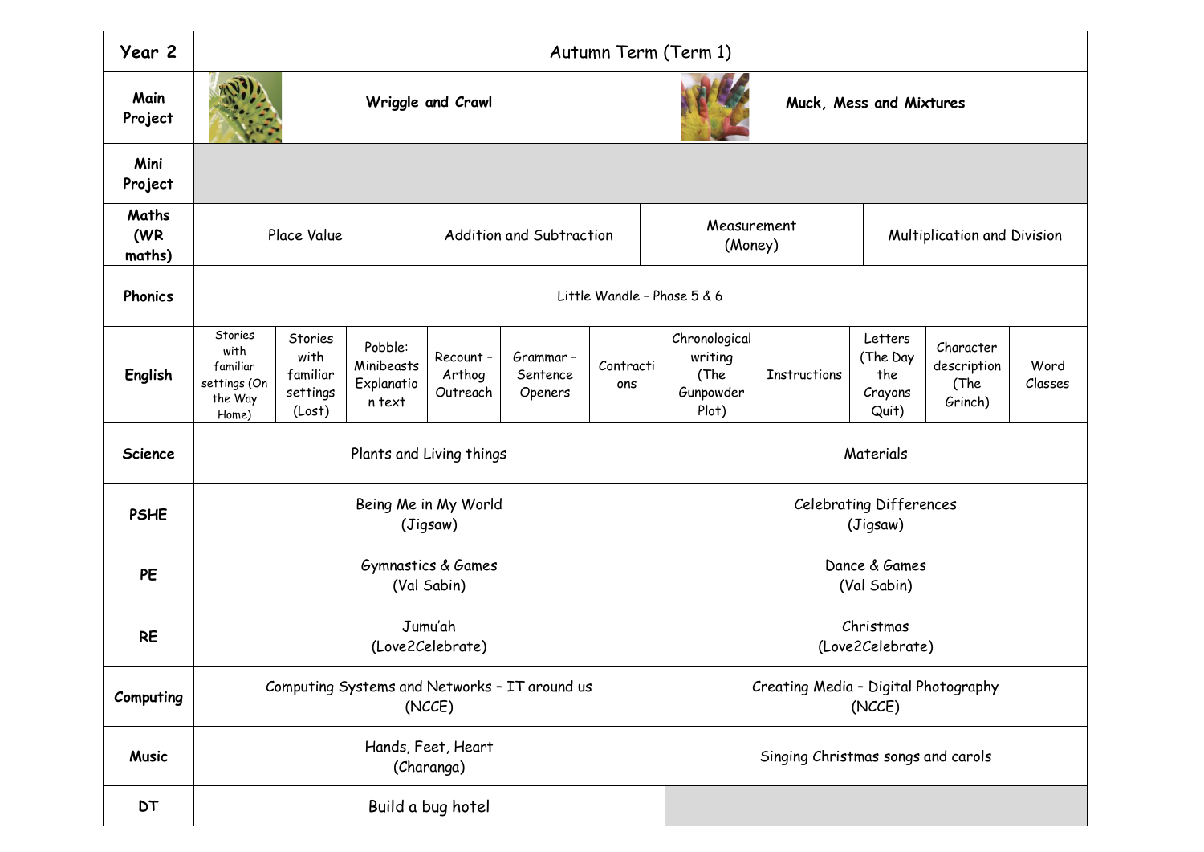| Year 2 | Autumn Term (Term 1) | | | | | | | | | | |
|---|---|---|---|---|---|---|---|---|---|---|---|
| Main Project | Wriggle and Crawl | | | | | | Muck, Mess and Mixtures | | | | |
| Mini Project | | | | | | | | | | | |
| Maths (WR maths) | Place Value | | | Addition and Subtraction | | | Measurement (Money) | | | Multiplication and Division | |
| Phonics | Little Wandle – Phase 5 & 6 | | | | | | | | | | |
| English | Stories with familiar settings (On the Way Home) | Stories with familiar settings (Lost) | Pobble: Minibeasts Explanation text | Recount – Arthog Outreach | Grammar – Sentence Openers | Contractions | Chronological writing (The Gunpowder Plot) | Instructions | Letters (The Day the Crayons Quit) | Character description (The Grinch) | Word Classes |
| Science | Plants and Living things | | | | | | Materials | | | | |
| PSHE | Being Me in My World (Jigsaw) | | | | | | Celebrating Differences (Jigsaw) | | | | |
| PE | Gymnastics & Games (Val Sabin) | | | | | | Dance & Games (Val Sabin) | | | | |
| RE | Jumu'ah (Love2Celebrate) | | | | | | Christmas (Love2Celebrate) | | | | |
| Computing | Computing Systems and Networks – IT around us (NCCE) | | | | | | Creating Media – Digital Photography (NCCE) | | | | |
| Music | Hands, Feet, Heart (Charanga) | | | | | | Singing Christmas songs and carols | | | | |
| DT | Build a bug hotel | | | | | | | | | | |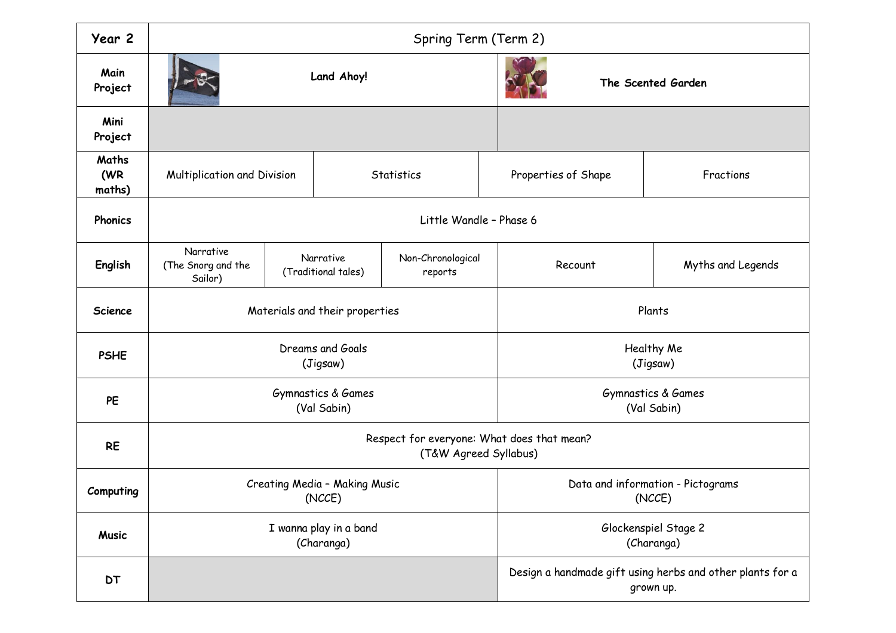| Year 2 | Spring Term (Term 2) | | | | | | | |
|---|---|---|---|---|---|---|---|---|
| Main Project | Land Ahoy! | | | | The Scented Garden | | | |
| Mini Project | | | | | | | | |
| Maths (WR maths) | Multiplication and Division | | Statistics | | Properties of Shape | | Fractions | |
| Phonics | Little Wandle – Phase 6 | | | | | | | |
| English | Narrative (The Snorg and the Sailor) | Narrative (Traditional tales) | Non-Chronological reports | | Recount | | Myths and Legends | |
| Science | Materials and their properties | | | | Plants | | | |
| PSHE | Dreams and Goals (Jigsaw) | | | | Healthy Me (Jigsaw) | | | |
| PE | Gymnastics & Games (Val Sabin) | | | | Gymnastics & Games (Val Sabin) | | | |
| RE | Respect for everyone: What does that mean? (T&W Agreed Syllabus) | | | | | | | |
| Computing | Creating Media – Making Music (NCCE) | | | | Data and information - Pictograms (NCCE) | | | |
| Music | I wanna play in a band (Charanga) | | | | Glockenspiel Stage 2 (Charanga) | | | |
| DT | | | | | Design a handmade gift using herbs and other plants for a grown up. | | | |